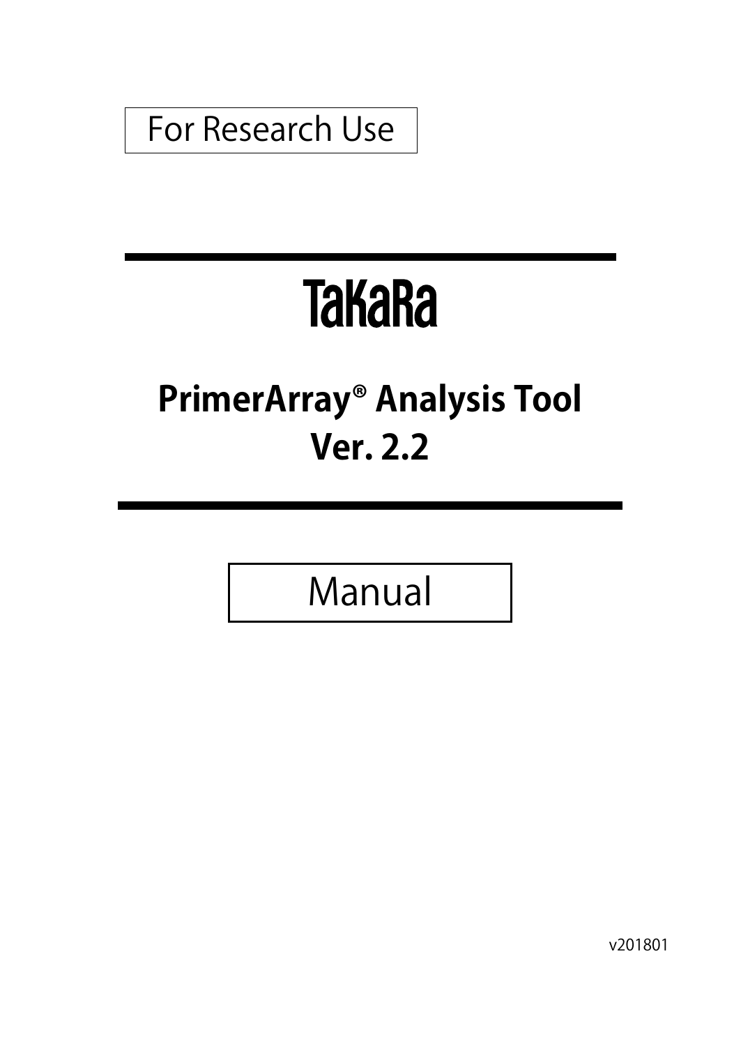For Research Use

# TaKaRa

# PrimerArray® Analysis Tool Ver. 2.2

Manual

v201801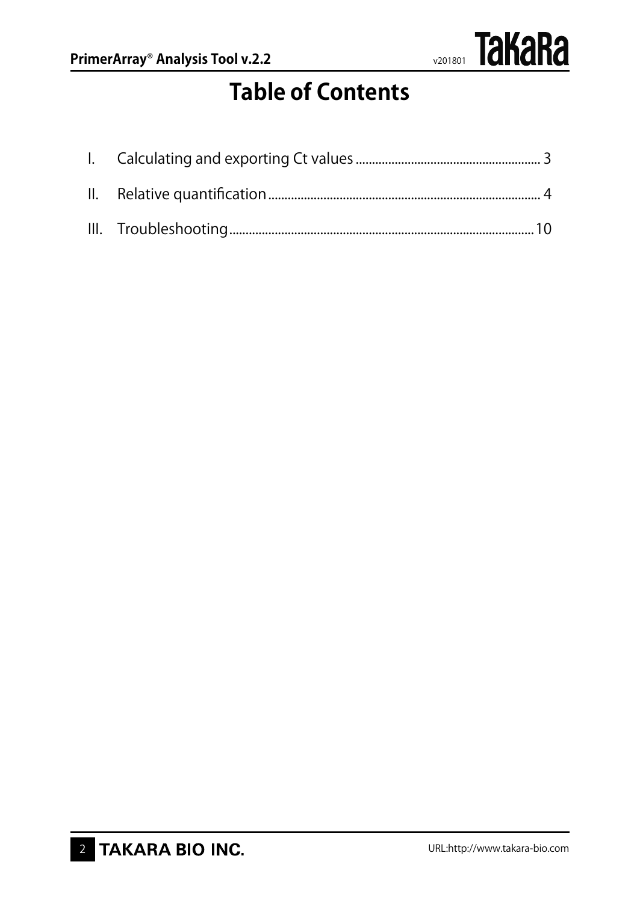# Table of Contents

I. Calculating and exporting Ct values ........................................................ 3

II. Relative quantification ................................................................................... 4

III. Troubleshooting ............................................................................................. 10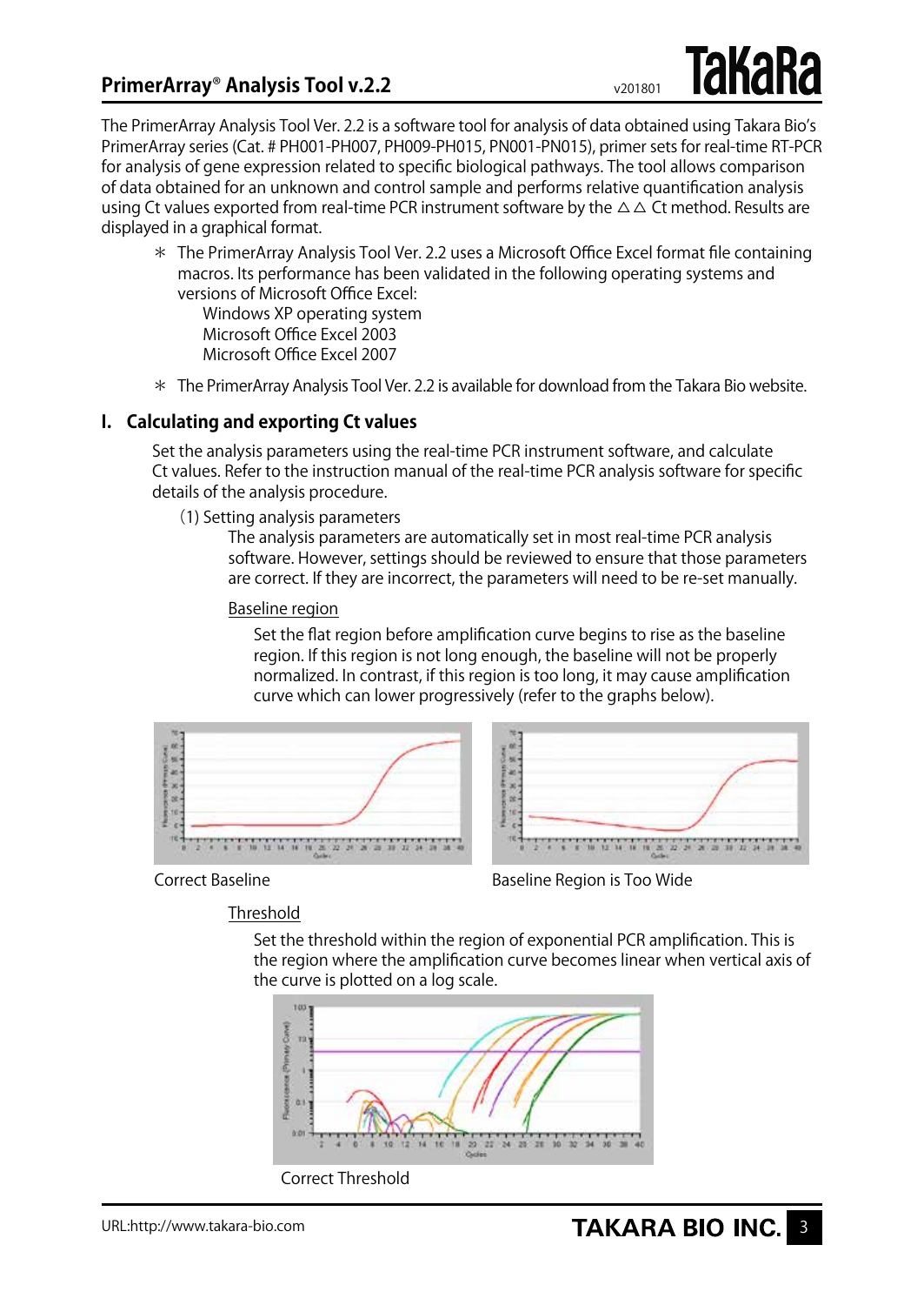The PrimerArray Analysis Tool Ver. 2.2 is a software tool for analysis of data obtained using Takara Bio's PrimerArray series (Cat. # PH001-PH007, PH009-PH015, PN001-PN015), primer sets for real-time RT-PCR for analysis of gene expression related to specific biological pathways. The tool allows comparison of data obtained for an unknown and control sample and performs relative quantification analysis using Ct values exported from real-time PCR instrument software by the △△ Ct method. Results are displayed in a graphical format.

＊ The PrimerArray Analysis Tool Ver. 2.2 uses a Microsoft Office Excel format file containing macros. Its performance has been validated in the following operating systems and versions of Microsoft Office Excel:
  Windows XP operating system
  Microsoft Office Excel 2003
  Microsoft Office Excel 2007

＊ The PrimerArray Analysis Tool Ver. 2.2 is available for download from the Takara Bio website.

## I. Calculating and exporting Ct values

Set the analysis parameters using the real-time PCR instrument software, and calculate Ct values. Refer to the instruction manual of the real-time PCR analysis software for specific details of the analysis procedure.

(1) Setting analysis parameters

The analysis parameters are automatically set in most real-time PCR analysis software. However, settings should be reviewed to ensure that those parameters are correct. If they are incorrect, the parameters will need to be re-set manually.

Baseline region

Set the flat region before amplification curve begins to rise as the baseline region. If this region is not long enough, the baseline will not be properly normalized. In contrast, if this region is too long, it may cause amplification curve which can lower progressively (refer to the graphs below).

Correct Baseline

Baseline Region is Too Wide

Threshold

Set the threshold within the region of exponential PCR amplification. This is the region where the amplification curve becomes linear when vertical axis of the curve is plotted on a log scale.

Correct Threshold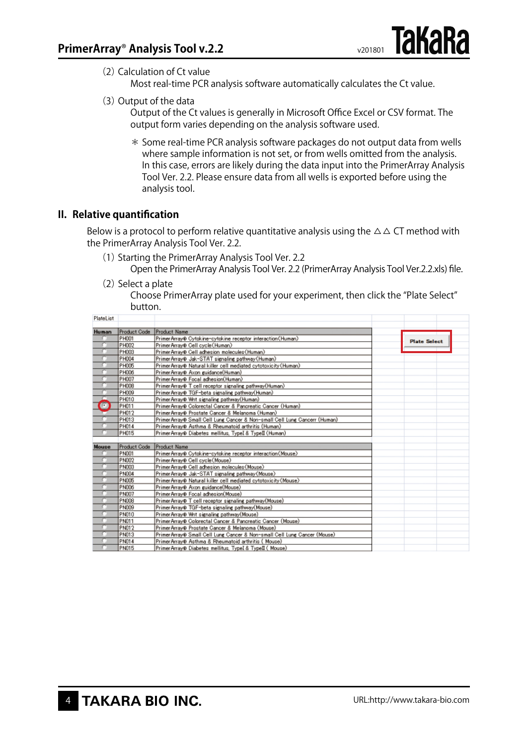(2) Calculation of Ct value

Most real-time PCR analysis software automatically calculates the Ct value.

(3) Output of the data

Output of the Ct values is generally in Microsoft Office Excel or CSV format. The output form varies depending on the analysis software used.

＊ Some real-time PCR analysis software packages do not output data from wells where sample information is not set, or from wells omitted from the analysis. In this case, errors are likely during the data input into the PrimerArray Analysis Tool Ver. 2.2. Please ensure data from all wells is exported before using the analysis tool.

## II. Relative quantification

Below is a protocol to perform relative quantitative analysis using the △△ CT method with the PrimerArray Analysis Tool Ver. 2.2.

(1) Starting the PrimerArray Analysis Tool Ver. 2.2

Open the PrimerArray Analysis Tool Ver. 2.2 (PrimerArray Analysis Tool Ver.2.2.xls) file.

(2) Select a plate

Choose PrimerArray plate used for your experiment, then click the “Plate Select” button.

PlateList

| Human | Product Code | Product Name |
|---|---|---|
| ○ | PH001 | PrimerArray® Cytokine-cytokine receptor interaction(Human) |
| ○ | PH002 | PrimerArray® Cell cycle(Human) |
| ○ | PH003 | PrimerArray® Cell adhesion molecules(Human) |
| ○ | PH004 | PrimerArray® Jak-STAT signaling pathway(Human) |
| ○ | PH005 | PrimerArray® Natural killer cell mediated cytotoxicity(Human) |
| ○ | PH006 | PrimerArray® Axon guidance(Human) |
| ○ | PH007 | PrimerArray® Focal adhesion(Human) |
| ○ | PH008 | PrimerArray® T cell receptor signaling pathway(Human) |
| ○ | PH009 | PrimerArray® TGF-beta signaling pathway(Human) |
| ○ | PH010 | PrimerArray® Wnt signaling pathway(Human) |
| ● | PH011 | PrimerArray® Colorectal Cancer & Pancreatic Cancer (Human) |
| ○ | PH012 | PrimerArray® Prostate Cancer & Melanoma (Human) |
| ○ | PH013 | PrimerArray® Small Cell Lung Cancer & Non-small Cell Lung Cancerr (Human) |
| ○ | PH014 | PrimerArray® Asthma & Rheumatoid arthritis (Human) |
| ○ | PH015 | PrimerArray® Diabetes mellitus, TypeI & TypeII (Human) |

| Mouse | Product Code | Product Name |
|---|---|---|
| ○ | PN001 | PrimerArray® Cytokine-cytokine receptor interaction(Mouse) |
| ○ | PN002 | PrimerArray® Cell cycle(Mouse) |
| ○ | PN003 | PrimerArray® Cell adhesion molecules(Mouse) |
| ○ | PN004 | PrimerArray® Jak-STAT signaling pathway(Mouse) |
| ○ | PN005 | PrimerArray® Natural killer cell mediated cytotoxicity(Mouse) |
| ○ | PN006 | PrimerArray® Axon guidance(Mouse) |
| ○ | PN007 | PrimerArray® Focal adhesion(Mouse) |
| ○ | PN008 | PrimerArray® T cell receptor signaling pathway(Mouse) |
| ○ | PN009 | PrimerArray® TGF-beta signaling pathway(Mouse) |
| ○ | PN010 | PrimerArray® Wnt signaling pathway(Mouse) |
| ○ | PN011 | PrimerArray® Colorectal Cancer & Pancreatic Cancer (Mouse) |
| ○ | PN012 | PrimerArray® Prostate Cancer & Melanoma (Mouse) |
| ○ | PN013 | PrimerArray® Small Cell Lung Cancer & Non-small Cell Lung Cancer (Mouse) |
| ○ | PN014 | PrimerArray® Asthma & Rheumatoid arthritis ( Mouse) |
| ○ | PN015 | PrimerArray® Diabetes mellitus, TypeI & TypeII ( Mouse) |

Plate Select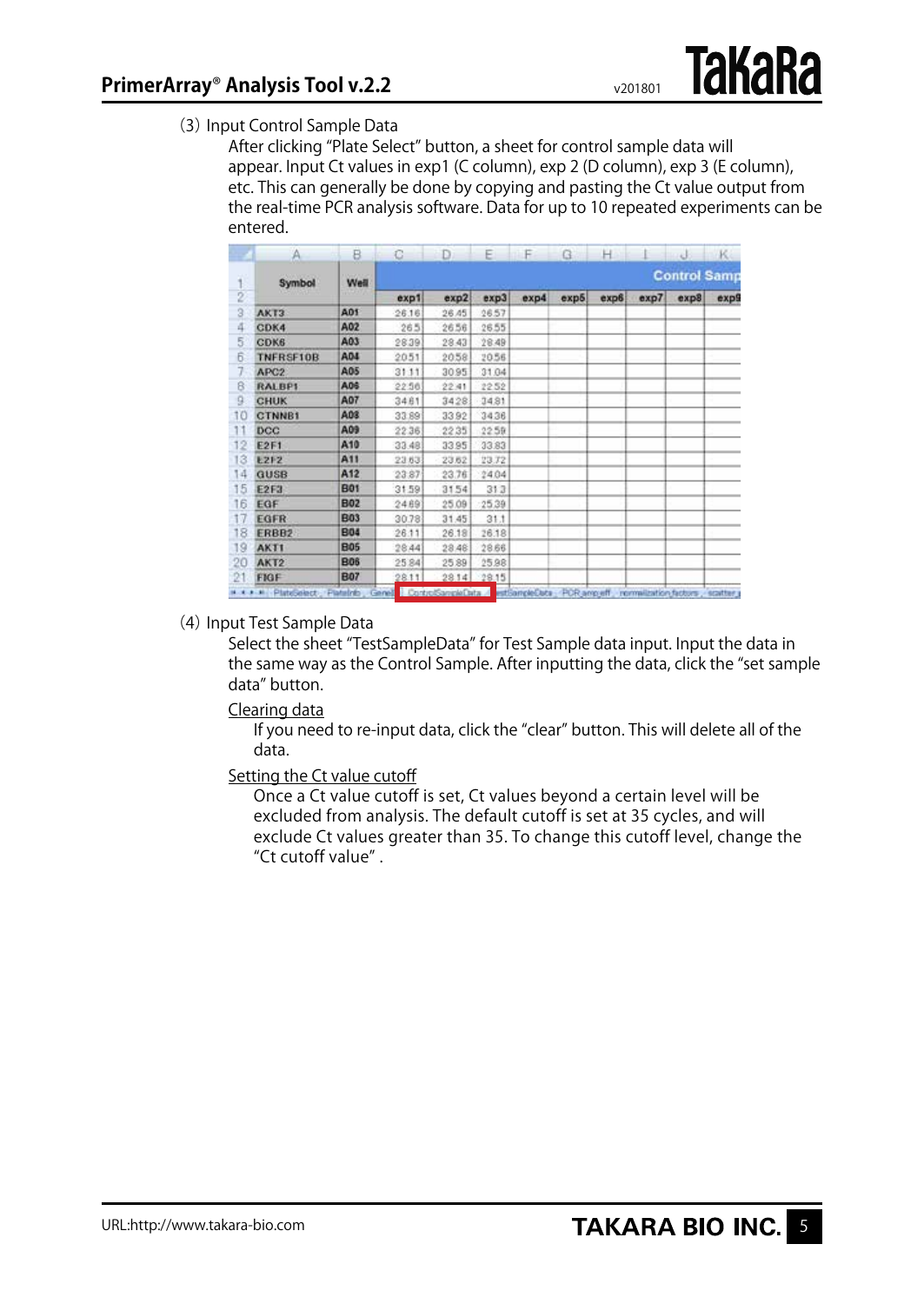(3) Input Control Sample Data

After clicking “Plate Select” button, a sheet for control sample data will appear. Input Ct values in exp1 (C column), exp 2 (D column), exp 3 (E column), etc. This can generally be done by copying and pasting the Ct value output from the real-time PCR analysis software. Data for up to 10 repeated experiments can be entered.

| Symbol | Well | exp1 | exp2 | exp3 | exp4 | exp5 | exp6 | exp7 | exp8 | exp9 |
|---|---|---|---|---|---|---|---|---|---|---|
| AKT3 | A01 | 26.16 | 26.45 | 26.57 | | | | | | |
| CDK4 | A02 | 26.5 | 26.56 | 26.55 | | | | | | |
| CDK6 | A03 | 28.39 | 28.43 | 28.49 | | | | | | |
| TNFRSF10B | A04 | 20.51 | 20.58 | 20.56 | | | | | | |
| APC2 | A05 | 31.11 | 30.95 | 31.04 | | | | | | |
| RALBP1 | A06 | 22.56 | 22.41 | 22.52 | | | | | | |
| CHUK | A07 | 34.81 | 34.28 | 34.81 | | | | | | |
| CTNNB1 | A08 | 33.89 | 33.92 | 34.36 | | | | | | |
| DCC | A09 | 22.36 | 22.35 | 22.59 | | | | | | |
| E2F1 | A10 | 33.48 | 33.95 | 33.83 | | | | | | |
| E2F2 | A11 | 23.63 | 23.62 | 23.72 | | | | | | |
| GUSB | A12 | 23.87 | 23.76 | 24.04 | | | | | | |
| E2F3 | B01 | 31.59 | 31.54 | 31.3 | | | | | | |
| EGF | B02 | 24.69 | 25.09 | 25.39 | | | | | | |
| EGFR | B03 | 30.78 | 31.45 | 31.1 | | | | | | |
| ERBB2 | B04 | 26.11 | 26.18 | 26.18 | | | | | | |
| AKT1 | B05 | 28.44 | 28.46 | 28.66 | | | | | | |
| AKT2 | B06 | 25.84 | 25.89 | 25.98 | | | | | | |
| FIGF | B07 | 28.11 | 28.14 | 28.15 | | | | | | |

(4) Input Test Sample Data

Select the sheet “TestSampleData” for Test Sample data input. Input the data in the same way as the Control Sample. After inputting the data, click the “set sample data” button.

<u>Clearing data</u>

If you need to re-input data, click the “clear” button. This will delete all of the data.

<u>Setting the Ct value cutoff</u>

Once a Ct value cutoff is set, Ct values beyond a certain level will be excluded from analysis. The default cutoff is set at 35 cycles, and will exclude Ct values greater than 35. To change this cutoff level, change the “Ct cutoff value” .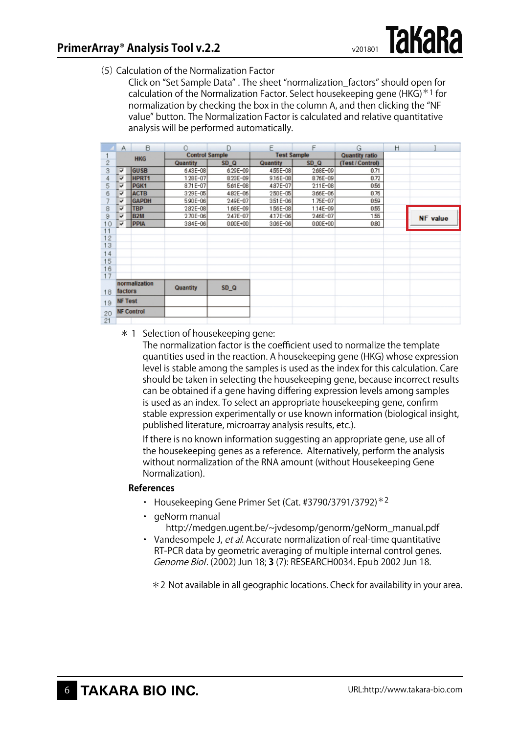(5) Calculation of the Normalization Factor

Click on "Set Sample Data" . The sheet "normalization_factors" should open for calculation of the Normalization Factor. Select housekeeping gene (HKG) ＊1 for normalization by checking the box in the column A, and then clicking the "NF value" button. The Normalization Factor is calculated and relative quantitative analysis will be performed automatically.

| | A | B | C | D | E | F | G | H | I |
|---|---|---|---|---|---|---|---|---|---|
| 1 | | HKG | Control Sample | | Test Sample | | Quantity ratio | | |
| 2 | | | Quantity | SD_Q | Quantity | SD_Q | (Test / Control) | | |
| 3 | ✓ | GUSB | 6.43E-08 | 6.29E-09 | 4.55E-08 | 2.68E-09 | 0.71 | | |
| 4 | ✓ | HPRT1 | 1.28E-07 | 8.23E-09 | 9.16E-08 | 8.76E-09 | 0.72 | | |
| 5 | ✓ | PGK1 | 8.71E-07 | 5.61E-08 | 4.87E-07 | 2.11E-08 | 0.56 | | |
| 6 | ✓ | ACTB | 3.29E-05 | 4.82E-06 | 2.50E-05 | 3.66E-06 | 0.76 | | |
| 7 | ✓ | GAPDH | 5.90E-06 | 2.49E-07 | 3.51E-06 | 1.75E-07 | 0.59 | | |
| 8 | ✓ | TBP | 2.82E-08 | 1.68E-09 | 1.56E-08 | 1.14E-09 | 0.55 | | |
| 9 | ✓ | B2M | 2.70E-06 | 2.47E-07 | 4.17E-06 | 2.46E-07 | 1.55 | | NF value |
| 10 | ✓ | PPIA | 3.84E-06 | 0.00E+00 | 3.06E-06 | 0.00E+00 | 0.80 | | |
| 11 | | | | | | | | | |
| 12 | | | | | | | | | |
| 13 | | | | | | | | | |
| 14 | | | | | | | | | |
| 15 | | | | | | | | | |
| 16 | | | | | | | | | |
| 17 | | | | | | | | | |
| 18 | normalization factors | | Quantity | SD_Q | | | | | |
| 19 | NF Test | | | | | | | | |
| 20 | NF Control | | | | | | | | |
| 21 | | | | | | | | | |

＊1 Selection of housekeeping gene:

The normalization factor is the coefficient used to normalize the template quantities used in the reaction. A housekeeping gene (HKG) whose expression level is stable among the samples is used as the index for this calculation. Care should be taken in selecting the housekeeping gene, because incorrect results can be obtained if a gene having differing expression levels among samples is used as an index. To select an appropriate housekeeping gene, confirm stable expression experimentally or use known information (biological insight, published literature, microarray analysis results, etc.).

If there is no known information suggesting an appropriate gene, use all of the housekeeping genes as a reference. Alternatively, perform the analysis without normalization of the RNA amount (without Housekeeping Gene Normalization).

**References**

- Housekeeping Gene Primer Set (Cat. #3790/3791/3792) ＊2
- geNorm manual
  http://medgen.ugent.be/~jvdesomp/genorm/geNorm_manual.pdf
- Vandesompele J, *et al*. Accurate normalization of real-time quantitative RT-PCR data by geometric averaging of multiple internal control genes. *Genome Biol*. (2002) Jun 18; **3** (7): RESEARCH0034. Epub 2002 Jun 18.

＊2 Not available in all geographic locations. Check for availability in your area.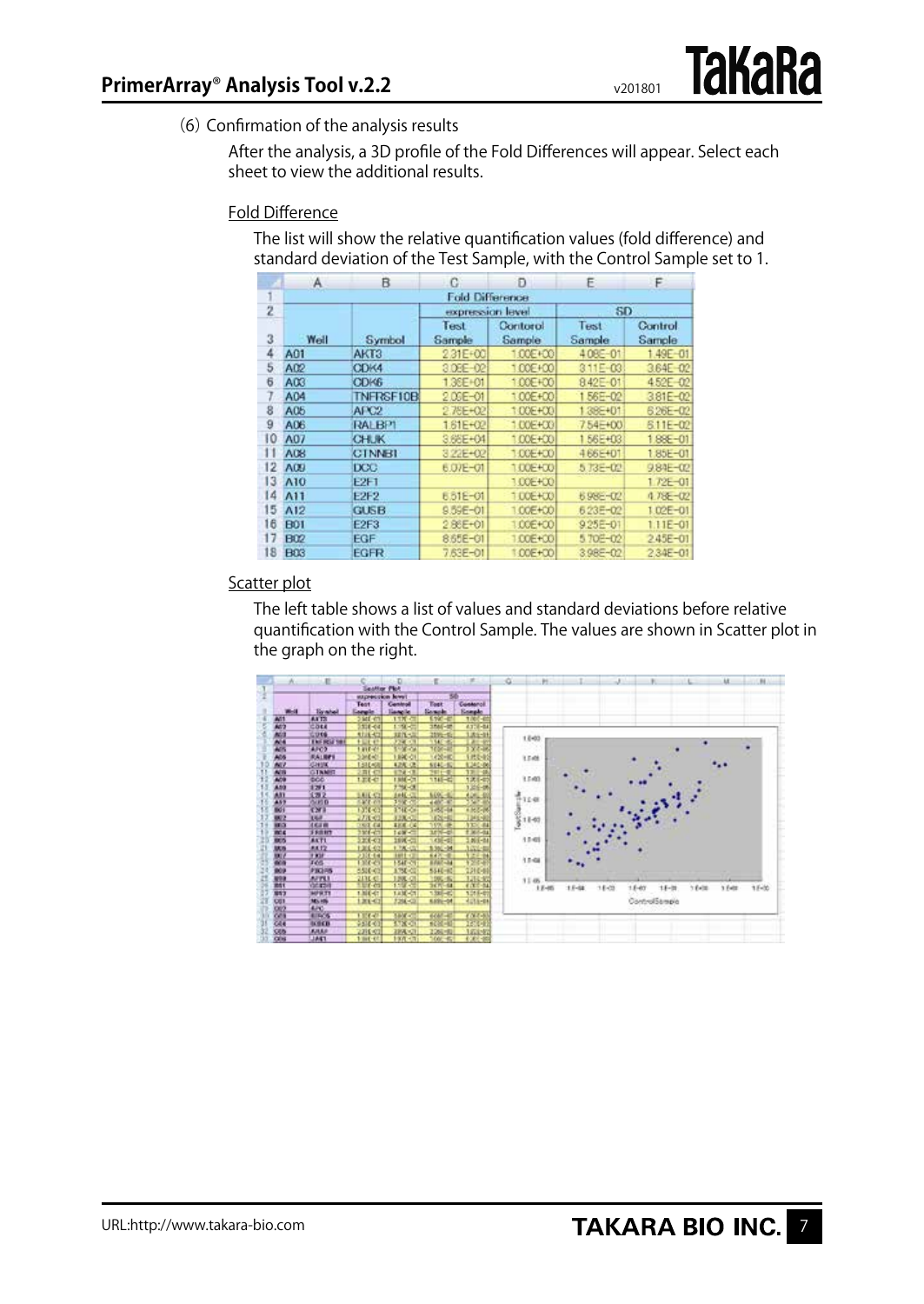(6) Confirmation of the analysis results

After the analysis, a 3D profile of the Fold Differences will appear. Select each sheet to view the additional results.

Fold Difference

The list will show the relative quantification values (fold difference) and standard deviation of the Test Sample, with the Control Sample set to 1.

| | A | B | C | D | E | F |
|---|---|---|---|---|---|---|
| 1 | | | Fold Difference | | | |
| 2 | | | expression level | | SD | |
| 3 | Well | Symbol | Test Sample | Contorol Sample | Test Sample | Control Sample |
| 4 | A01 | AKT3 | 2.31E+00 | 1.00E+00 | 4.08E-01 | 1.49E-01 |
| 5 | A02 | CDK4 | 3.08E-02 | 1.00E+00 | 3.11E-03 | 3.64E-02 |
| 6 | A03 | CDK6 | 1.36E+01 | 1.00E+00 | 8.42E-01 | 4.52E-02 |
| 7 | A04 | TNFRSF10B | 2.00E-01 | 1.00E+00 | 1.56E-02 | 3.81E-02 |
| 8 | A05 | APC2 | 2.78E+02 | 1.00E+00 | 1.38E+01 | 6.26E-02 |
| 9 | A06 | RALBP1 | 1.61E+02 | 1.00E+00 | 7.54E+00 | 5.11E-02 |
| 10 | A07 | CHUK | 3.65E+04 | 1.00E+00 | 1.56E+03 | 1.88E-01 |
| 11 | A08 | CTNNB1 | 3.22E+02 | 1.00E+00 | 4.66E+01 | 1.85E-01 |
| 12 | A09 | DCC | 6.07E-01 | 1.00E+00 | 5.73E-02 | 9.84E-02 |
| 13 | A10 | E2F1 | | 1.00E+00 | | 1.72E-01 |
| 14 | A11 | E2F2 | 6.51E-01 | 1.00E+00 | 6.98E-02 | 4.78E-02 |
| 15 | A12 | GUSB | 9.59E-01 | 1.00E+00 | 6.23E-02 | 1.02E-01 |
| 16 | B01 | E2F3 | 2.86E-01 | 1.00E+00 | 9.25E-01 | 1.11E-01 |
| 17 | B02 | EGF | 8.65E-01 | 1.00E+00 | 5.70E-02 | 2.45E-01 |
| 18 | B03 | EGFR | 7.63E-01 | 1.00E+00 | 3.98E-02 | 2.34E-01 |

Scatter plot

The left table shows a list of values and standard deviations before relative quantification with the Control Sample. The values are shown in Scatter plot in the graph on the right.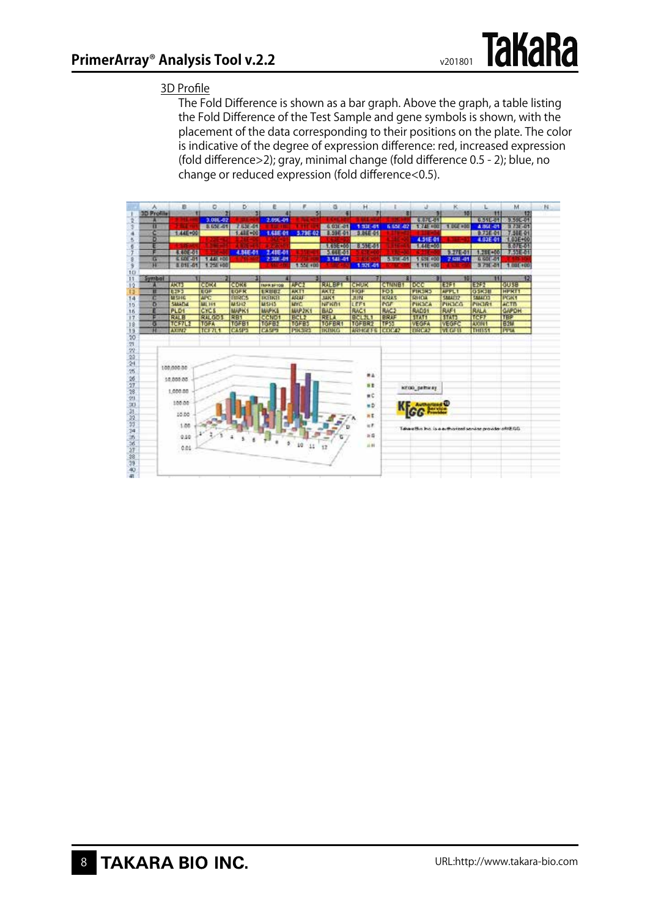3D Profile

The Fold Difference is shown as a bar graph. Above the graph, a table listing the Fold Difference of the Test Sample and gene symbols is shown, with the placement of the data corresponding to their positions on the plate. The color is indicative of the degree of expression difference: red, increased expression (fold difference>2); gray, minimal change (fold difference 0.5 - 2); blue, no change or reduced expression (fold difference<0.5).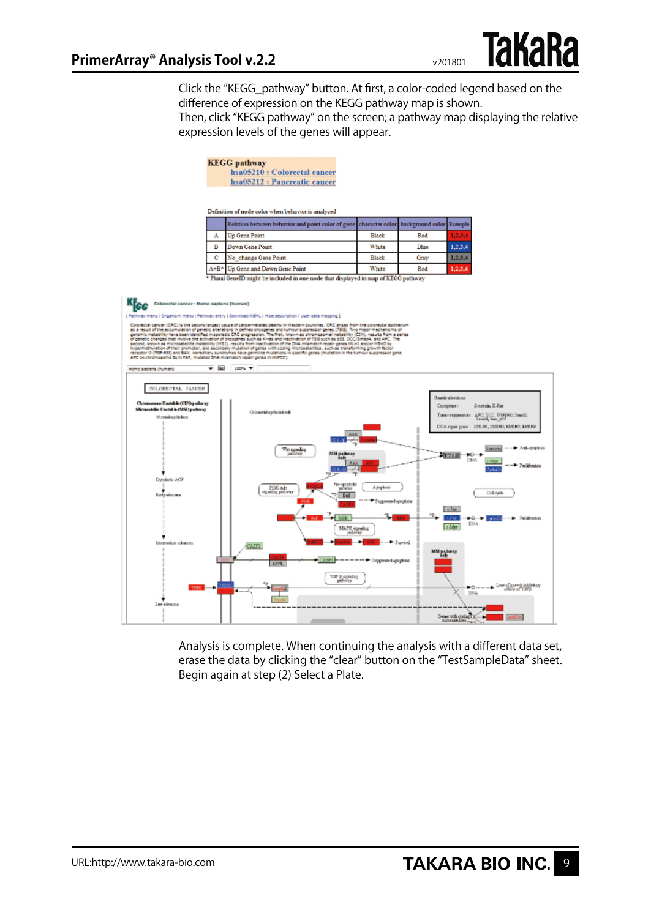Click the "KEGG_pathway" button. At first, a color-coded legend based on the difference of expression on the KEGG pathway map is shown.
Then, click "KEGG pathway" on the screen; a pathway map displaying the relative expression levels of the genes will appear.

**KEGG pathway**
hsa05210 : Colorectal cancer
hsa05212 : Pancreatic cancer

Definition of node color when behavior is analyzed

| | Relation between behavior and point color of gene | character color | background color | Example |
|---|---|---|---|---|
| A | Up Gene Point | Black | Red | 1,2,3,4 |
| B | Down Gene Point | White | Blue | 1,2,3,4 |
| C | No_change Gene Point | Black | Gray | 1,2,3,4 |
| A+B* | Up Gene and Down Gene Point | White | Red | 1,2,3,4 |

* Plural GeneID might be included in one node that displayed in map of KEGG pathway

Analysis is complete. When continuing the analysis with a different data set, erase the data by clicking the "clear" button on the "TestSampleData" sheet. Begin again at step (2) Select a Plate.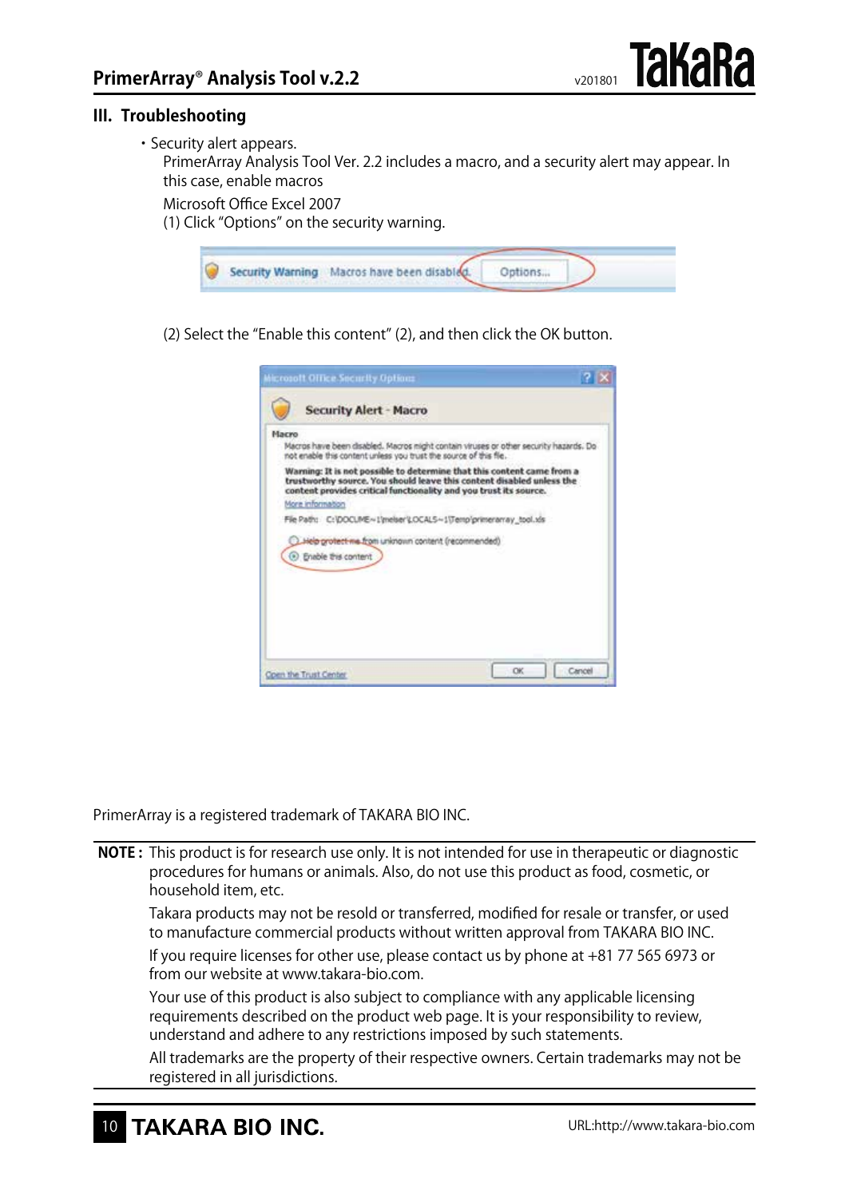## III. Troubleshooting

- Security alert appears.

  PrimerArray Analysis Tool Ver. 2.2 includes a macro, and a security alert may appear. In this case, enable macros

  Microsoft Office Excel 2007

  (1) Click “Options” on the security warning.

  (2) Select the “Enable this content” (2), and then click the OK button.

PrimerArray is a registered trademark of TAKARA BIO INC.

**NOTE :** This product is for research use only. It is not intended for use in therapeutic or diagnostic procedures for humans or animals. Also, do not use this product as food, cosmetic, or household item, etc.

Takara products may not be resold or transferred, modified for resale or transfer, or used to manufacture commercial products without written approval from TAKARA BIO INC.

If you require licenses for other use, please contact us by phone at +81 77 565 6973 or from our website at www.takara-bio.com.

Your use of this product is also subject to compliance with any applicable licensing requirements described on the product web page. It is your responsibility to review, understand and adhere to any restrictions imposed by such statements.

All trademarks are the property of their respective owners. Certain trademarks may not be registered in all jurisdictions.